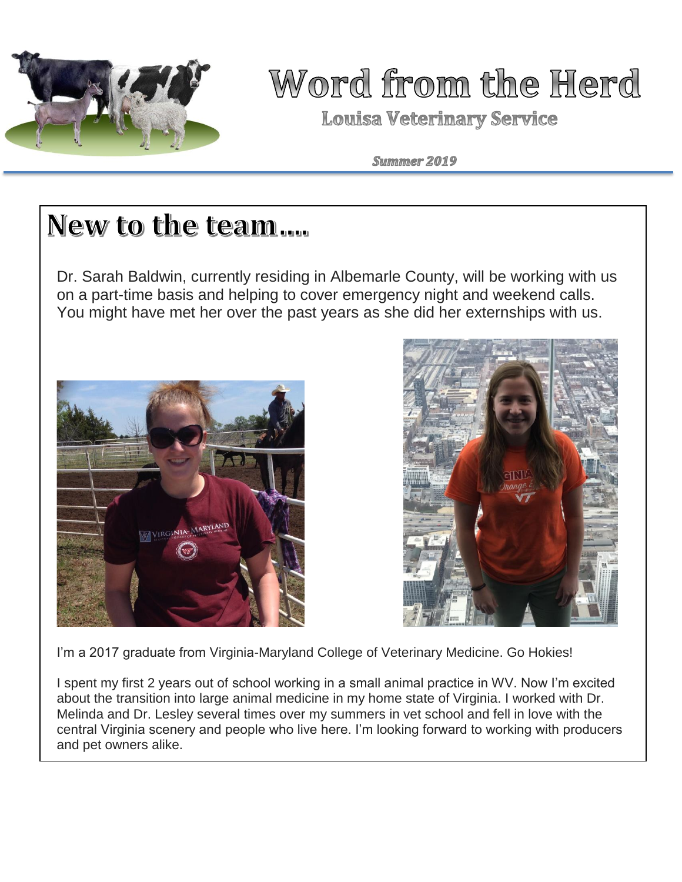# Word from the Herd

**Louisa Veterinary Service**

***Summer 2019***

## New to the team….

Dr. Sarah Baldwin, currently residing in Albemarle County, will be working with us on a part-time basis and helping to cover emergency night and weekend calls. You might have met her over the past years as she did her externships with us.

I'm a 2017 graduate from Virginia-Maryland College of Veterinary Medicine. Go Hokies!

I spent my first 2 years out of school working in a small animal practice in WV. Now I'm excited about the transition into large animal medicine in my home state of Virginia. I worked with Dr. Melinda and Dr. Lesley several times over my summers in vet school and fell in love with the central Virginia scenery and people who live here. I'm looking forward to working with producers and pet owners alike.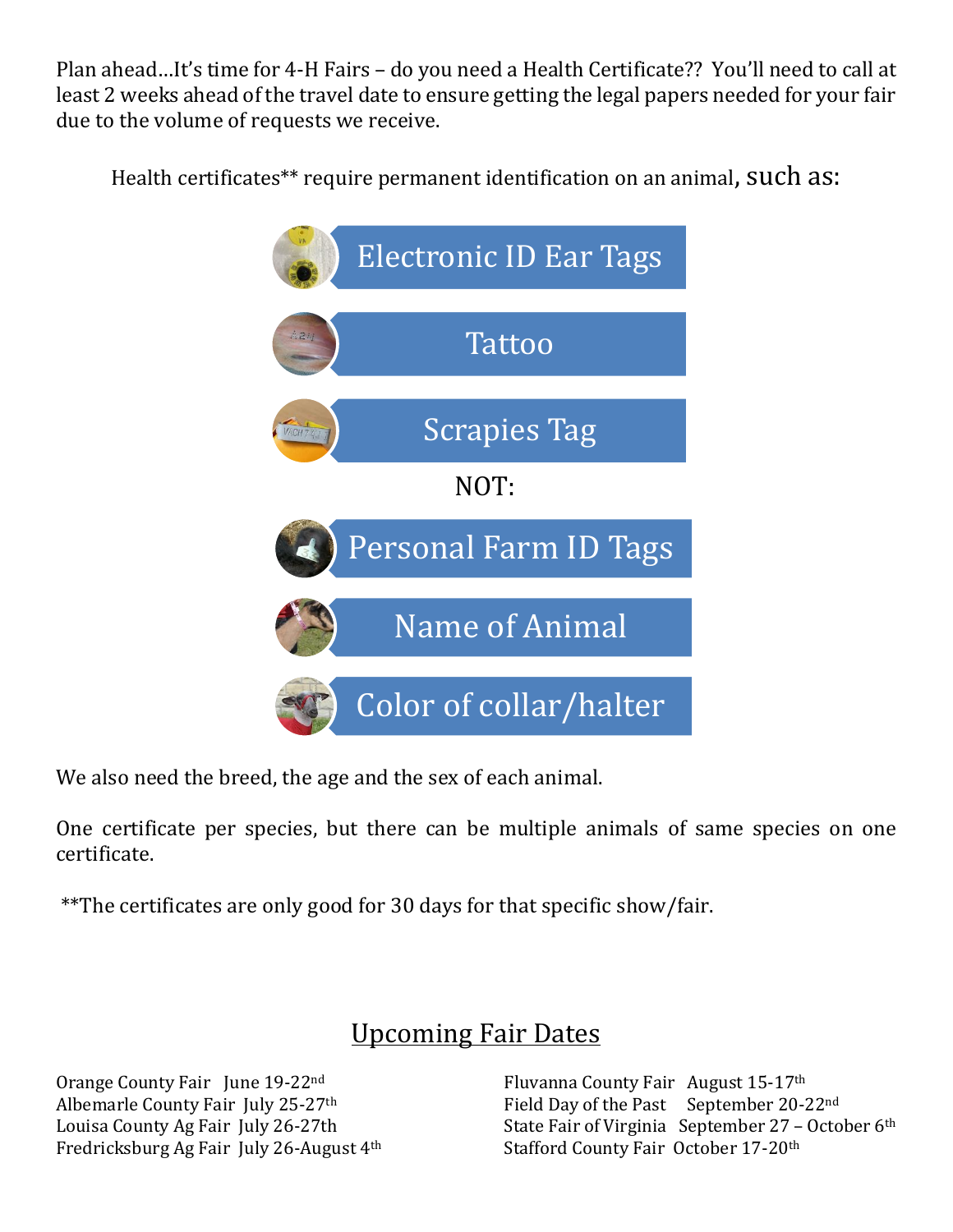Plan ahead…It's time for 4-H Fairs – do you need a Health Certificate?? You'll need to call at least 2 weeks ahead of the travel date to ensure getting the legal papers needed for your fair due to the volume of requests we receive.

Health certificates** require permanent identification on an animal, such as:

- Electronic ID Ear Tags
- Tattoo
- Scrapies Tag

NOT:

- Personal Farm ID Tags
- Name of Animal
- Color of collar/halter

We also need the breed, the age and the sex of each animal.

One certificate per species, but there can be multiple animals of same species on one certificate.

**The certificates are only good for 30 days for that specific show/fair.

## Upcoming Fair Dates

Orange County Fair June 19-22nd
Albemarle County Fair July 25-27th
Louisa County Ag Fair July 26-27th
Fredricksburg Ag Fair July 26-August 4th
Fluvanna County Fair August 15-17th
Field Day of the Past September 20-22nd
State Fair of Virginia September 27 – October 6th
Stafford County Fair October 17-20th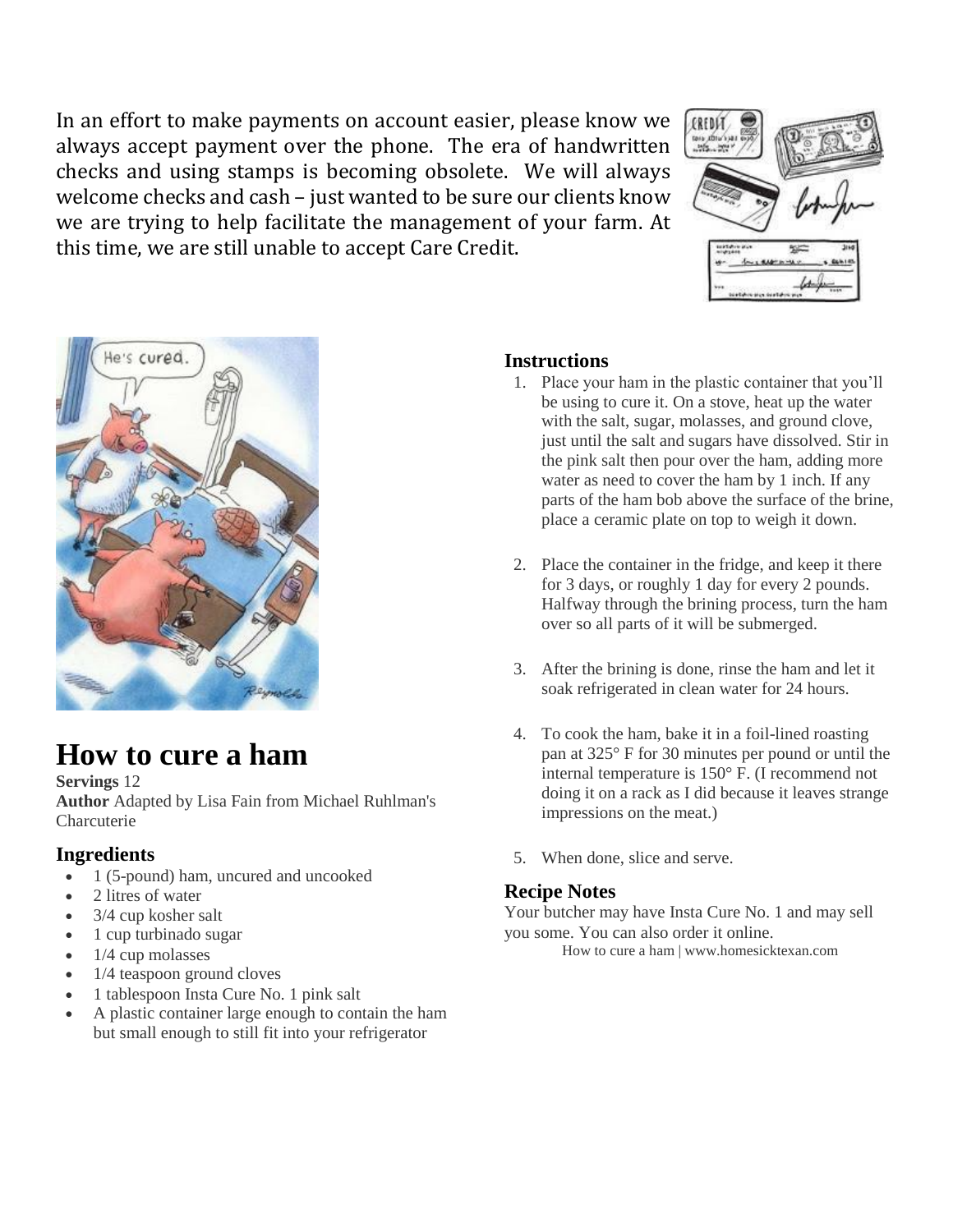In an effort to make payments on account easier, please know we always accept payment over the phone. The era of handwritten checks and using stamps is becoming obsolete. We will always welcome checks and cash – just wanted to be sure our clients know we are trying to help facilitate the management of your farm. At this time, we are still unable to accept Care Credit.

# How to cure a ham

**Servings** 12
**Author** Adapted by Lisa Fain from Michael Ruhlman's Charcuterie

## Ingredients

- 1 (5-pound) ham, uncured and uncooked
- 2 litres of water
- 3/4 cup kosher salt
- 1 cup turbinado sugar
- 1/4 cup molasses
- 1/4 teaspoon ground cloves
- 1 tablespoon Insta Cure No. 1 pink salt
- A plastic container large enough to contain the ham but small enough to still fit into your refrigerator

## Instructions

1. Place your ham in the plastic container that you'll be using to cure it. On a stove, heat up the water with the salt, sugar, molasses, and ground clove, just until the salt and sugars have dissolved. Stir in the pink salt then pour over the ham, adding more water as need to cover the ham by 1 inch. If any parts of the ham bob above the surface of the brine, place a ceramic plate on top to weigh it down.

2. Place the container in the fridge, and keep it there for 3 days, or roughly 1 day for every 2 pounds. Halfway through the brining process, turn the ham over so all parts of it will be submerged.

3. After the brining is done, rinse the ham and let it soak refrigerated in clean water for 24 hours.

4. To cook the ham, bake it in a foil-lined roasting pan at 325° F for 30 minutes per pound or until the internal temperature is 150° F. (I recommend not doing it on a rack as I did because it leaves strange impressions on the meat.)

5. When done, slice and serve.

## Recipe Notes

Your butcher may have Insta Cure No. 1 and may sell you some. You can also order it online.

How to cure a ham | www.homesicktexan.com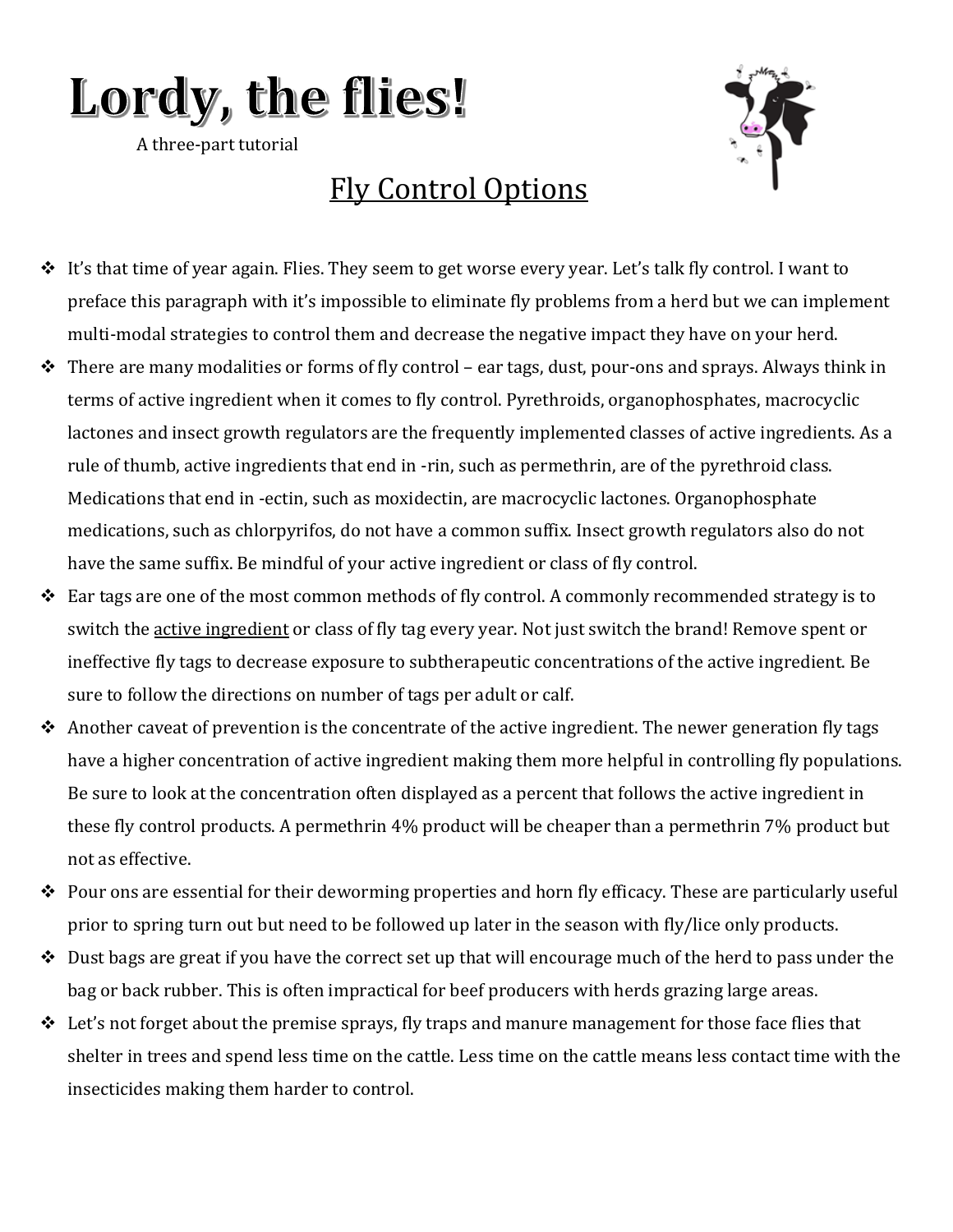# Lordy, the flies!

A three-part tutorial

## Fly Control Options

- It's that time of year again. Flies. They seem to get worse every year. Let's talk fly control. I want to preface this paragraph with it's impossible to eliminate fly problems from a herd but we can implement multi-modal strategies to control them and decrease the negative impact they have on your herd.
- There are many modalities or forms of fly control – ear tags, dust, pour-ons and sprays. Always think in terms of active ingredient when it comes to fly control. Pyrethroids, organophosphates, macrocyclic lactones and insect growth regulators are the frequently implemented classes of active ingredients. As a rule of thumb, active ingredients that end in -rin, such as permethrin, are of the pyrethroid class. Medications that end in -ectin, such as moxidectin, are macrocyclic lactones. Organophosphate medications, such as chlorpyrifos, do not have a common suffix. Insect growth regulators also do not have the same suffix. Be mindful of your active ingredient or class of fly control.
- Ear tags are one of the most common methods of fly control. A commonly recommended strategy is to switch the <u>active ingredient</u> or class of fly tag every year. Not just switch the brand! Remove spent or ineffective fly tags to decrease exposure to subtherapeutic concentrations of the active ingredient. Be sure to follow the directions on number of tags per adult or calf.
- Another caveat of prevention is the concentrate of the active ingredient. The newer generation fly tags have a higher concentration of active ingredient making them more helpful in controlling fly populations. Be sure to look at the concentration often displayed as a percent that follows the active ingredient in these fly control products. A permethrin 4% product will be cheaper than a permethrin 7% product but not as effective.
- Pour ons are essential for their deworming properties and horn fly efficacy. These are particularly useful prior to spring turn out but need to be followed up later in the season with fly/lice only products.
- Dust bags are great if you have the correct set up that will encourage much of the herd to pass under the bag or back rubber. This is often impractical for beef producers with herds grazing large areas.
- Let's not forget about the premise sprays, fly traps and manure management for those face flies that shelter in trees and spend less time on the cattle. Less time on the cattle means less contact time with the insecticides making them harder to control.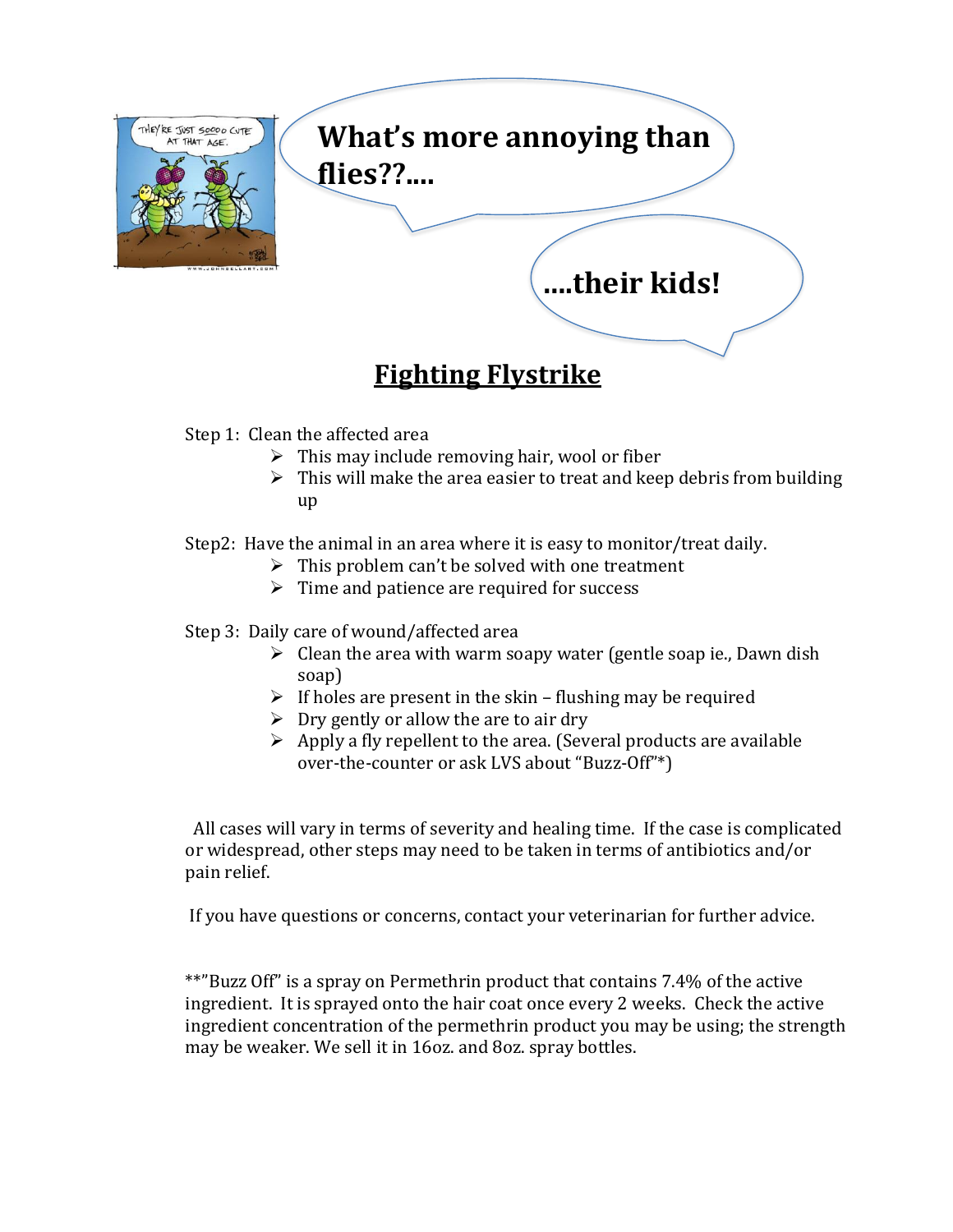What's more annoying than flies??....

....their kids!

## Fighting Flystrike

Step 1: Clean the affected area

- This may include removing hair, wool or fiber
- This will make the area easier to treat and keep debris from building up

Step2: Have the animal in an area where it is easy to monitor/treat daily.

- This problem can't be solved with one treatment
- Time and patience are required for success

Step 3: Daily care of wound/affected area

- Clean the area with warm soapy water (gentle soap ie., Dawn dish soap)
- If holes are present in the skin – flushing may be required
- Dry gently or allow the are to air dry
- Apply a fly repellent to the area. (Several products are available over-the-counter or ask LVS about "Buzz-Off"*)

All cases will vary in terms of severity and healing time. If the case is complicated or widespread, other steps may need to be taken in terms of antibiotics and/or pain relief.

If you have questions or concerns, contact your veterinarian for further advice.

**"Buzz Off" is a spray on Permethrin product that contains 7.4% of the active ingredient. It is sprayed onto the hair coat once every 2 weeks. Check the active ingredient concentration of the permethrin product you may be using; the strength may be weaker. We sell it in 16oz. and 8oz. spray bottles.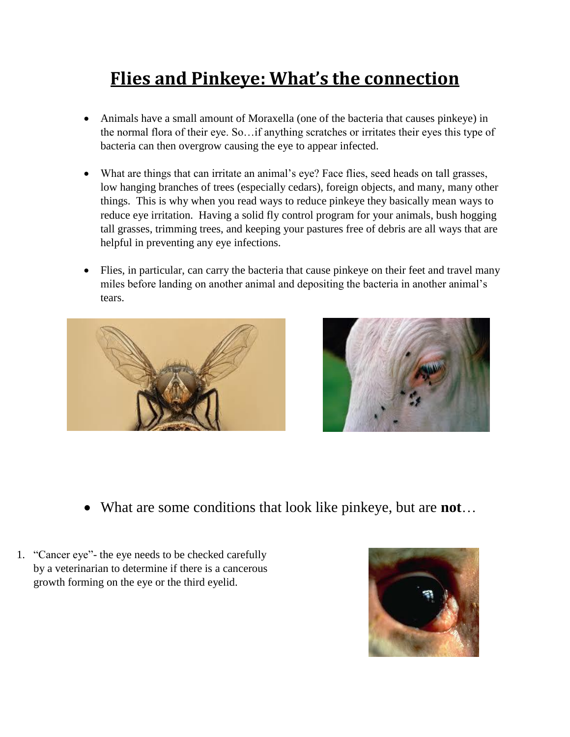# Flies and Pinkeye: What's the connection

- Animals have a small amount of Moraxella (one of the bacteria that causes pinkeye) in the normal flora of their eye. So…if anything scratches or irritates their eyes this type of bacteria can then overgrow causing the eye to appear infected.
- What are things that can irritate an animal's eye? Face flies, seed heads on tall grasses, low hanging branches of trees (especially cedars), foreign objects, and many, many other things. This is why when you read ways to reduce pinkeye they basically mean ways to reduce eye irritation. Having a solid fly control program for your animals, bush hogging tall grasses, trimming trees, and keeping your pastures free of debris are all ways that are helpful in preventing any eye infections.
- Flies, in particular, can carry the bacteria that cause pinkeye on their feet and travel many miles before landing on another animal and depositing the bacteria in another animal's tears.

- What are some conditions that look like pinkeye, but are **not**…

1. "Cancer eye"- the eye needs to be checked carefully by a veterinarian to determine if there is a cancerous growth forming on the eye or the third eyelid.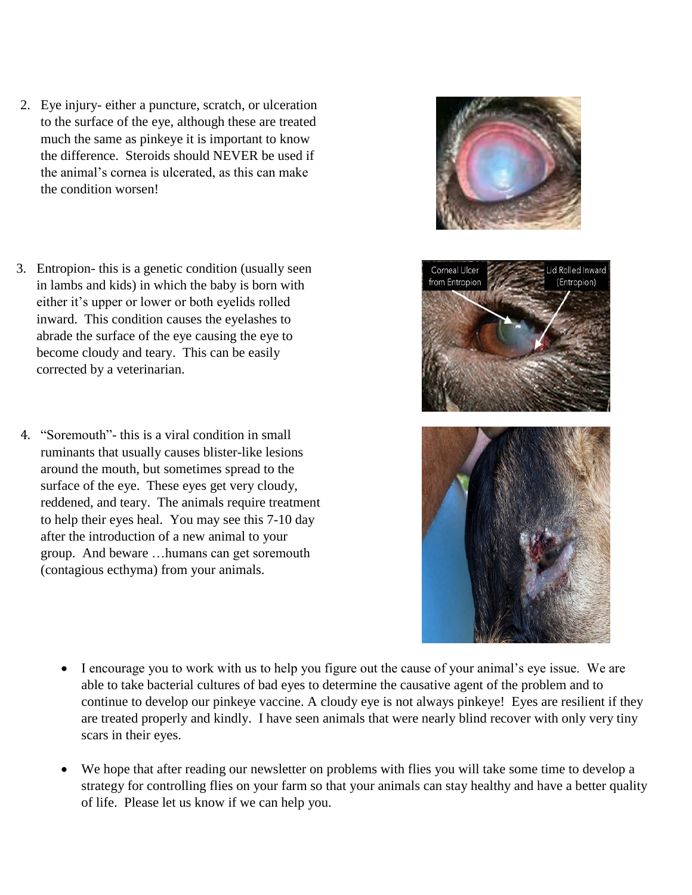2. Eye injury- either a puncture, scratch, or ulceration to the surface of the eye, although these are treated much the same as pinkeye it is important to know the difference. Steroids should NEVER be used if the animal's cornea is ulcerated, as this can make the condition worsen!

3. Entropion- this is a genetic condition (usually seen in lambs and kids) in which the baby is born with either it's upper or lower or both eyelids rolled inward. This condition causes the eyelashes to abrade the surface of the eye causing the eye to become cloudy and teary. This can be easily corrected by a veterinarian.

4. "Soremouth"- this is a viral condition in small ruminants that usually causes blister-like lesions around the mouth, but sometimes spread to the surface of the eye. These eyes get very cloudy, reddened, and teary. The animals require treatment to help their eyes heal. You may see this 7-10 day after the introduction of a new animal to your group. And beware …humans can get soremouth (contagious ecthyma) from your animals.

- I encourage you to work with us to help you figure out the cause of your animal's eye issue. We are able to take bacterial cultures of bad eyes to determine the causative agent of the problem and to continue to develop our pinkeye vaccine. A cloudy eye is not always pinkeye! Eyes are resilient if they are treated properly and kindly. I have seen animals that were nearly blind recover with only very tiny scars in their eyes.

- We hope that after reading our newsletter on problems with flies you will take some time to develop a strategy for controlling flies on your farm so that your animals can stay healthy and have a better quality of life. Please let us know if we can help you.